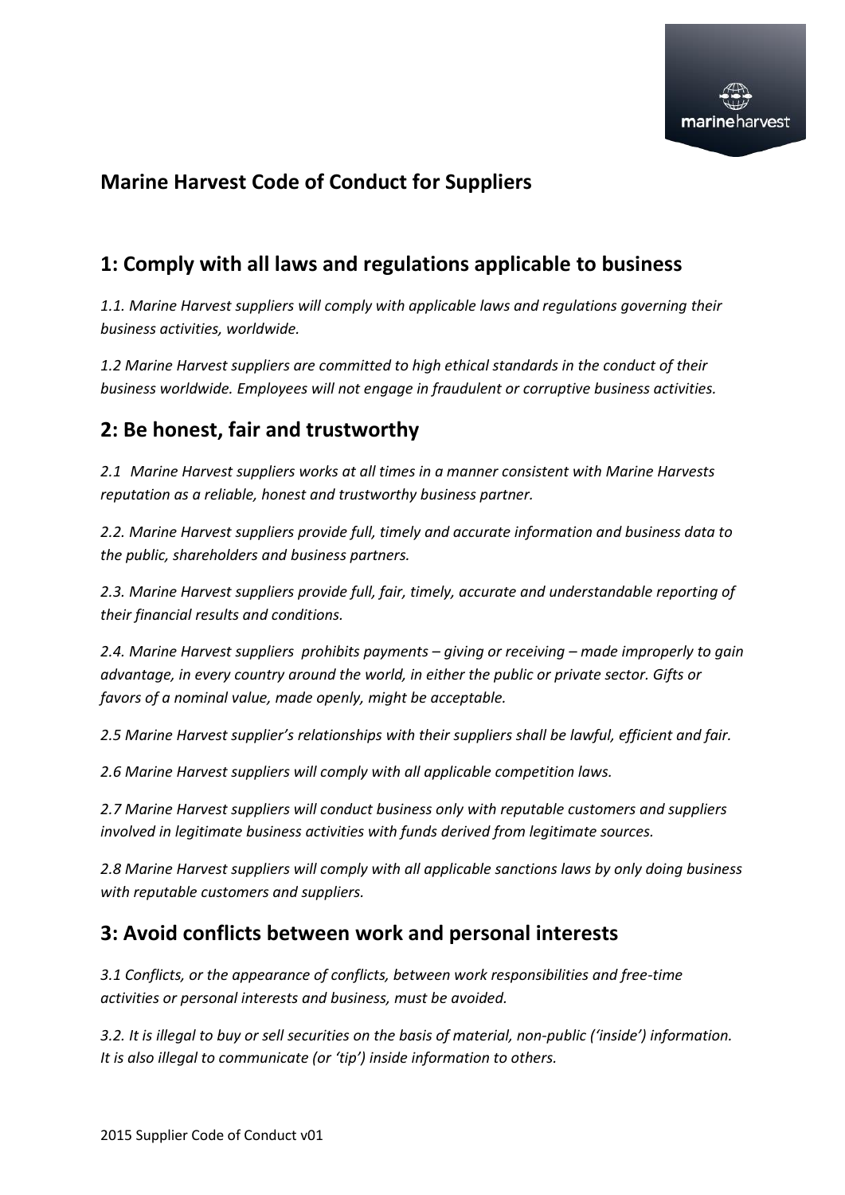# Marine Harvest Code of Conduct for Suppliers

## 1: Comply with all laws and regulations applicable to business

*1.1. Marine Harvest suppliers will comply with applicable laws and regulations governing their business activities, worldwide.*

*1.2 Marine Harvest suppliers are committed to high ethical standards in the conduct of their business worldwide. Employees will not engage in fraudulent or corruptive business activities.*

## 2: Be honest, fair and trustworthy

*2.1 Marine Harvest suppliers works at all times in a manner consistent with Marine Harvests reputation as a reliable, honest and trustworthy business partner.*

*2.2. Marine Harvest suppliers provide full, timely and accurate information and business data to the public, shareholders and business partners.*

*2.3. Marine Harvest suppliers provide full, fair, timely, accurate and understandable reporting of their financial results and conditions.*

*2.4. Marine Harvest suppliers prohibits payments – giving or receiving – made improperly to gain advantage, in every country around the world, in either the public or private sector. Gifts or favors of a nominal value, made openly, might be acceptable.*

*2.5 Marine Harvest supplier's relationships with their suppliers shall be lawful, efficient and fair.*

*2.6 Marine Harvest suppliers will comply with all applicable competition laws.*

*2.7 Marine Harvest suppliers will conduct business only with reputable customers and suppliers involved in legitimate business activities with funds derived from legitimate sources.*

*2.8 Marine Harvest suppliers will comply with all applicable sanctions laws by only doing business with reputable customers and suppliers.*

## 3: Avoid conflicts between work and personal interests

*3.1 Conflicts, or the appearance of conflicts, between work responsibilities and free-time activities or personal interests and business, must be avoided.*

*3.2. It is illegal to buy or sell securities on the basis of material, non-public ('inside') information. It is also illegal to communicate (or 'tip') inside information to others.*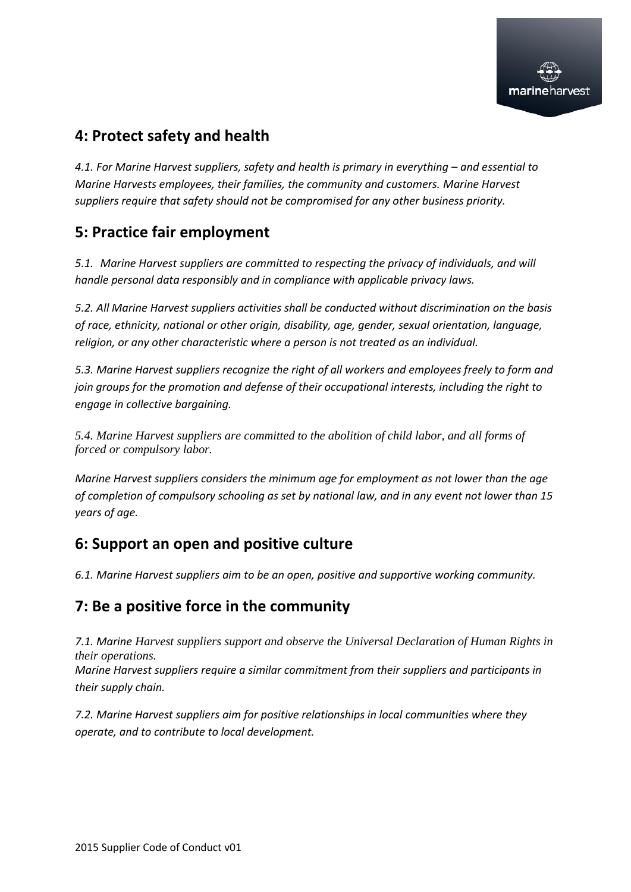## 4: Protect safety and health

*4.1. For Marine Harvest suppliers, safety and health is primary in everything – and essential to Marine Harvests employees, their families, the community and customers. Marine Harvest suppliers require that safety should not be compromised for any other business priority.*

## 5: Practice fair employment

*5.1. Marine Harvest suppliers are committed to respecting the privacy of individuals, and will handle personal data responsibly and in compliance with applicable privacy laws.*

*5.2. All Marine Harvest suppliers activities shall be conducted without discrimination on the basis of race, ethnicity, national or other origin, disability, age, gender, sexual orientation, language, religion, or any other characteristic where a person is not treated as an individual.*

*5.3. Marine Harvest suppliers recognize the right of all workers and employees freely to form and join groups for the promotion and defense of their occupational interests, including the right to engage in collective bargaining.*

*5.4. Marine Harvest suppliers are committed to the abolition of child labor, and all forms of forced or compulsory labor.*

*Marine Harvest suppliers considers the minimum age for employment as not lower than the age of completion of compulsory schooling as set by national law, and in any event not lower than 15 years of age.*

## 6: Support an open and positive culture

*6.1. Marine Harvest suppliers aim to be an open, positive and supportive working community.*

## 7: Be a positive force in the community

*7.1. Marine Harvest suppliers support and observe the Universal Declaration of Human Rights in their operations.*
*Marine Harvest suppliers require a similar commitment from their suppliers and participants in their supply chain.*

*7.2. Marine Harvest suppliers aim for positive relationships in local communities where they operate, and to contribute to local development.*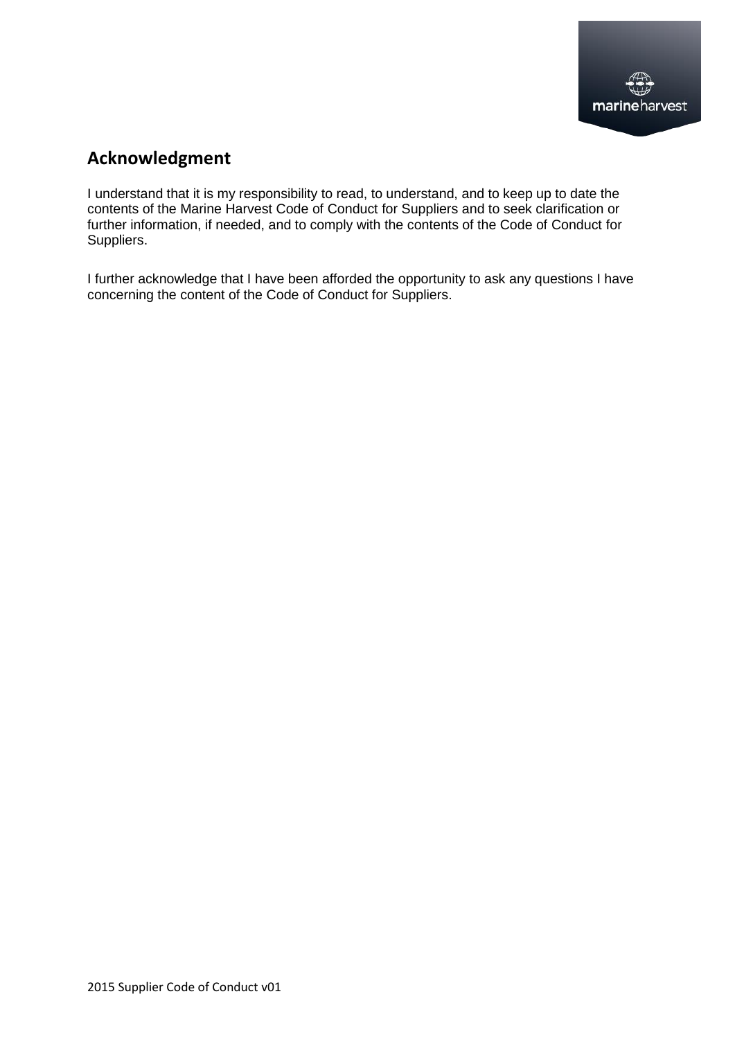## Acknowledgment

I understand that it is my responsibility to read, to understand, and to keep up to date the contents of the Marine Harvest Code of Conduct for Suppliers and to seek clarification or further information, if needed, and to comply with the contents of the Code of Conduct for Suppliers.

I further acknowledge that I have been afforded the opportunity to ask any questions I have concerning the content of the Code of Conduct for Suppliers.